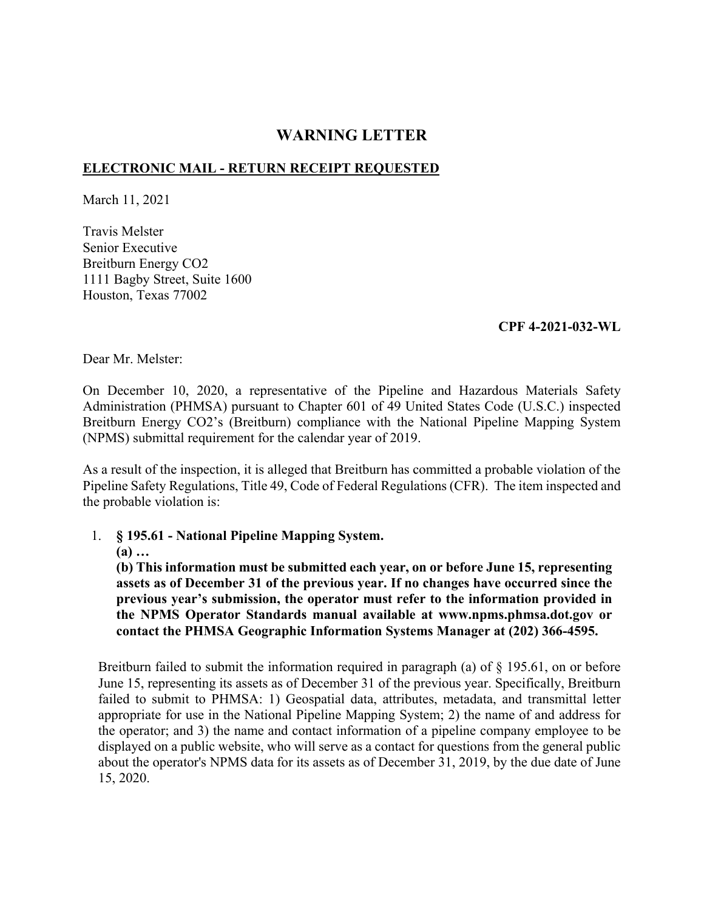# WARNING LETTER

**ELECTRONIC MAIL - RETURN RECEIPT REQUESTED**

March 11, 2021

Travis Melster
Senior Executive
Breitburn Energy CO2
1111 Bagby Street, Suite 1600
Houston, Texas 77002

**CPF 4-2021-032-WL**

Dear Mr. Melster:

On December 10, 2020, a representative of the Pipeline and Hazardous Materials Safety Administration (PHMSA) pursuant to Chapter 601 of 49 United States Code (U.S.C.) inspected Breitburn Energy CO2's (Breitburn) compliance with the National Pipeline Mapping System (NPMS) submittal requirement for the calendar year of 2019.

As a result of the inspection, it is alleged that Breitburn has committed a probable violation of the Pipeline Safety Regulations, Title 49, Code of Federal Regulations (CFR). The item inspected and the probable violation is:

1. **§ 195.61 - National Pipeline Mapping System.**
   **(a) …**
   **(b) This information must be submitted each year, on or before June 15, representing assets as of December 31 of the previous year. If no changes have occurred since the previous year's submission, the operator must refer to the information provided in the NPMS Operator Standards manual available at www.npms.phmsa.dot.gov or contact the PHMSA Geographic Information Systems Manager at (202) 366-4595.**

   Breitburn failed to submit the information required in paragraph (a) of § 195.61, on or before June 15, representing its assets as of December 31 of the previous year. Specifically, Breitburn failed to submit to PHMSA: 1) Geospatial data, attributes, metadata, and transmittal letter appropriate for use in the National Pipeline Mapping System; 2) the name of and address for the operator; and 3) the name and contact information of a pipeline company employee to be displayed on a public website, who will serve as a contact for questions from the general public about the operator's NPMS data for its assets as of December 31, 2019, by the due date of June 15, 2020.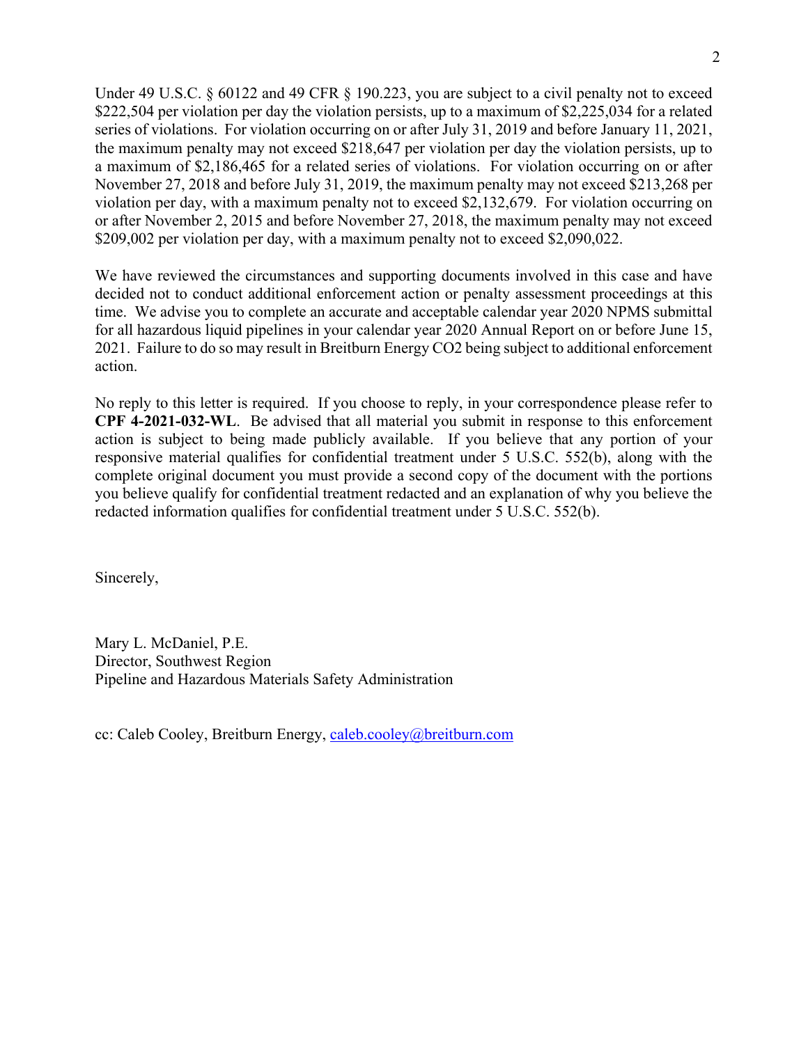Under 49 U.S.C. § 60122 and 49 CFR § 190.223, you are subject to a civil penalty not to exceed $222,504 per violation per day the violation persists, up to a maximum of $2,225,034 for a related series of violations. For violation occurring on or after July 31, 2019 and before January 11, 2021, the maximum penalty may not exceed $218,647 per violation per day the violation persists, up to a maximum of $2,186,465 for a related series of violations. For violation occurring on or after November 27, 2018 and before July 31, 2019, the maximum penalty may not exceed $213,268 per violation per day, with a maximum penalty not to exceed $2,132,679. For violation occurring on or after November 2, 2015 and before November 27, 2018, the maximum penalty may not exceed $209,002 per violation per day, with a maximum penalty not to exceed $2,090,022.

We have reviewed the circumstances and supporting documents involved in this case and have decided not to conduct additional enforcement action or penalty assessment proceedings at this time. We advise you to complete an accurate and acceptable calendar year 2020 NPMS submittal for all hazardous liquid pipelines in your calendar year 2020 Annual Report on or before June 15, 2021. Failure to do so may result in Breitburn Energy CO2 being subject to additional enforcement action.

No reply to this letter is required. If you choose to reply, in your correspondence please refer to **CPF 4-2021-032-WL**. Be advised that all material you submit in response to this enforcement action is subject to being made publicly available. If you believe that any portion of your responsive material qualifies for confidential treatment under 5 U.S.C. 552(b), along with the complete original document you must provide a second copy of the document with the portions you believe qualify for confidential treatment redacted and an explanation of why you believe the redacted information qualifies for confidential treatment under 5 U.S.C. 552(b).

Sincerely,

Mary L. McDaniel, P.E.
Director, Southwest Region
Pipeline and Hazardous Materials Safety Administration

cc: Caleb Cooley, Breitburn Energy, caleb.cooley@breitburn.com